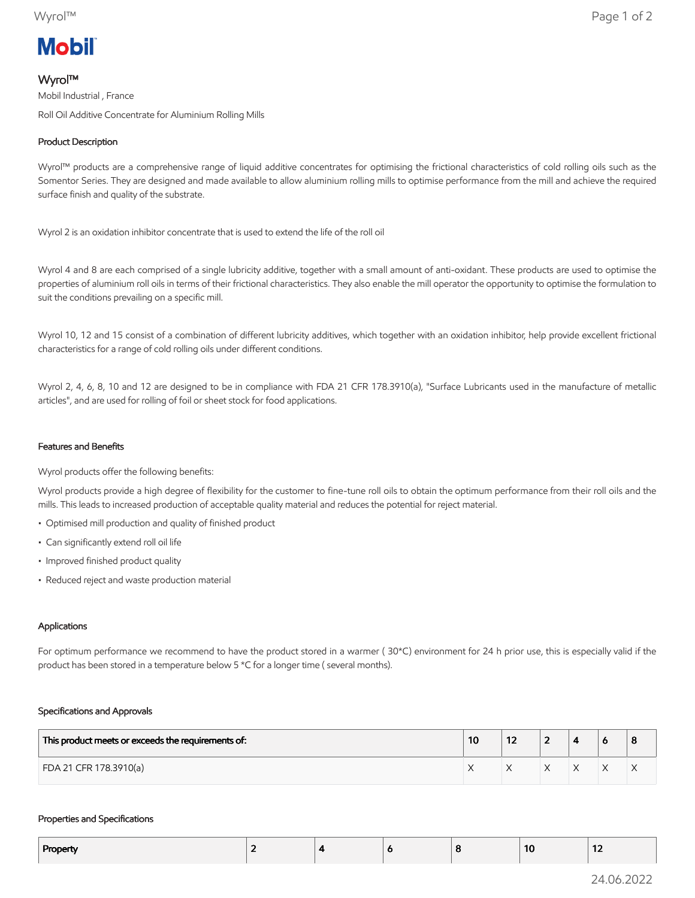**Mobil**

# Wyrol™

Mobil Industrial , France

Roll Oil Additive Concentrate for Aluminium Rolling Mills

### Product Description

Wyrol™ products are a comprehensive range of liquid additive concentrates for optimising the frictional characteristics of cold rolling oils such as the Somentor Series. They are designed and made available to allow aluminium rolling mills to optimise performance from the mill and achieve the required surface finish and quality of the substrate.

Wyrol 2 is an oxidation inhibitor concentrate that is used to extend the life of the roll oil

Wyrol 4 and 8 are each comprised of a single lubricity additive, together with a small amount of anti-oxidant. These products are used to optimise the properties of aluminium roll oils in terms of their frictional characteristics. They also enable the mill operator the opportunity to optimise the formulation to suit the conditions prevailing on a specific mill.

Wyrol 10, 12 and 15 consist of a combination of different lubricity additives, which together with an oxidation inhibitor, help provide excellent frictional characteristics for a range of cold rolling oils under different conditions.

Wyrol 2, 4, 6, 8, 10 and 12 are designed to be in compliance with FDA 21 CFR 178.3910(a), "Surface Lubricants used in the manufacture of metallic articles", and are used for rolling of foil or sheet stock for food applications.

### Features and Benefits

Wyrol products offer the following benefits:

Wyrol products provide a high degree of flexibility for the customer to fine-tune roll oils to obtain the optimum performance from their roll oils and the mills. This leads to increased production of acceptable quality material and reduces the potential for reject material.

- Optimised mill production and quality of finished product
- Can significantly extend roll oil life
- Improved finished product quality
- Reduced reject and waste production material

### Applications

For optimum performance we recommend to have the product stored in a warmer ( 30*C) environment for 24 h prior use, this is especially valid if the product has been stored in a temperature below 5 *C for a longer time ( several months).

### Specifications and Approvals

| This product meets or exceeds the requirements of: | 10 | 12 | 2 | 4 | 6 | 8 |
|---|---|---|---|---|---|---|
| FDA 21 CFR 178.3910(a) | X | X | X | X | X | X |

### Properties and Specifications

| Property | 2 | 4 | 6 | 8 | 10 | 12 |
|---|---|---|---|---|---|---|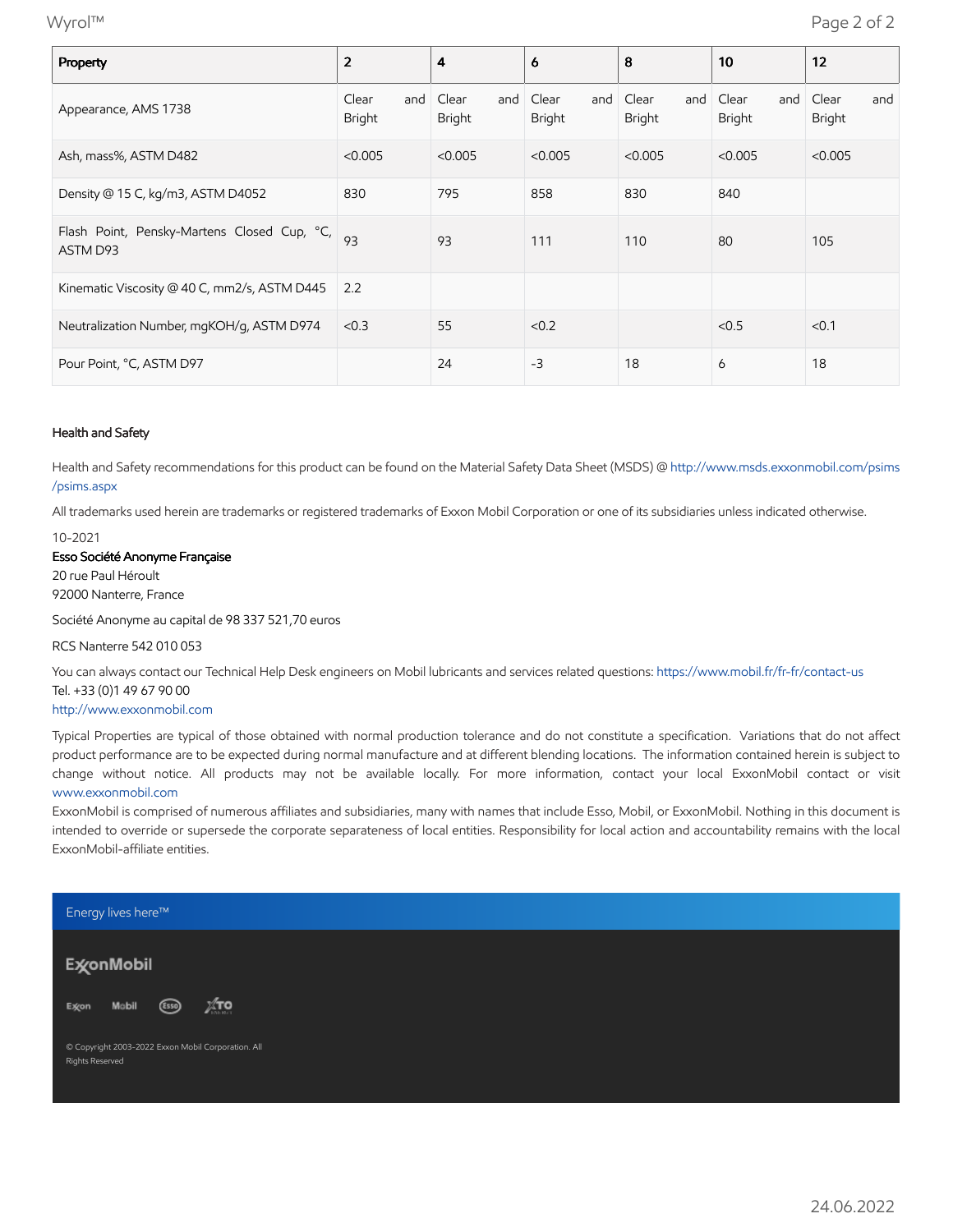| Property | 2 | 4 | 6 | 8 | 10 | 12 |
|---|---|---|---|---|---|---|
| Appearance, AMS 1738 | Clear and Bright | Clear and Bright | Clear and Bright | Clear and Bright | Clear and Bright | Clear and Bright |
| Ash, mass%, ASTM D482 | <0.005 | <0.005 | <0.005 | <0.005 | <0.005 | <0.005 |
| Density @ 15 C, kg/m3, ASTM D4052 | 830 | 795 | 858 | 830 | 840 | |
| Flash Point, Pensky-Martens Closed Cup, °C, ASTM D93 | 93 | 93 | 111 | 110 | 80 | 105 |
| Kinematic Viscosity @ 40 C, mm2/s, ASTM D445 | 2.2 | | | | | |
| Neutralization Number, mgKOH/g, ASTM D974 | <0.3 | 55 | <0.2 | | <0.5 | <0.1 |
| Pour Point, °C, ASTM D97 | | 24 | -3 | 18 | 6 | 18 |

#### Health and Safety

Health and Safety recommendations for this product can be found on the Material Safety Data Sheet (MSDS) @ http://www.msds.exxonmobil.com/psims/psims.aspx

All trademarks used herein are trademarks or registered trademarks of Exxon Mobil Corporation or one of its subsidiaries unless indicated otherwise.

10-2021

**Esso Société Anonyme Française**
20 rue Paul Héroult
92000 Nanterre, France

Société Anonyme au capital de 98 337 521,70 euros

RCS Nanterre 542 010 053

You can always contact our Technical Help Desk engineers on Mobil lubricants and services related questions: https://www.mobil.fr/fr-fr/contact-us
Tel. +33 (0)1 49 67 90 00
http://www.exxonmobil.com

Typical Properties are typical of those obtained with normal production tolerance and do not constitute a specification. Variations that do not affect product performance are to be expected during normal manufacture and at different blending locations. The information contained herein is subject to change without notice. All products may not be available locally. For more information, contact your local ExxonMobil contact or visit www.exxonmobil.com
ExxonMobil is comprised of numerous affiliates and subsidiaries, many with names that include Esso, Mobil, or ExxonMobil. Nothing in this document is intended to override or supersede the corporate separateness of local entities. Responsibility for local action and accountability remains with the local ExxonMobil-affiliate entities.

Energy lives here™

ExxonMobil

Exxon Mobil Esso XTO

© Copyright 2003-2022 Exxon Mobil Corporation. All Rights Reserved

24.06.2022